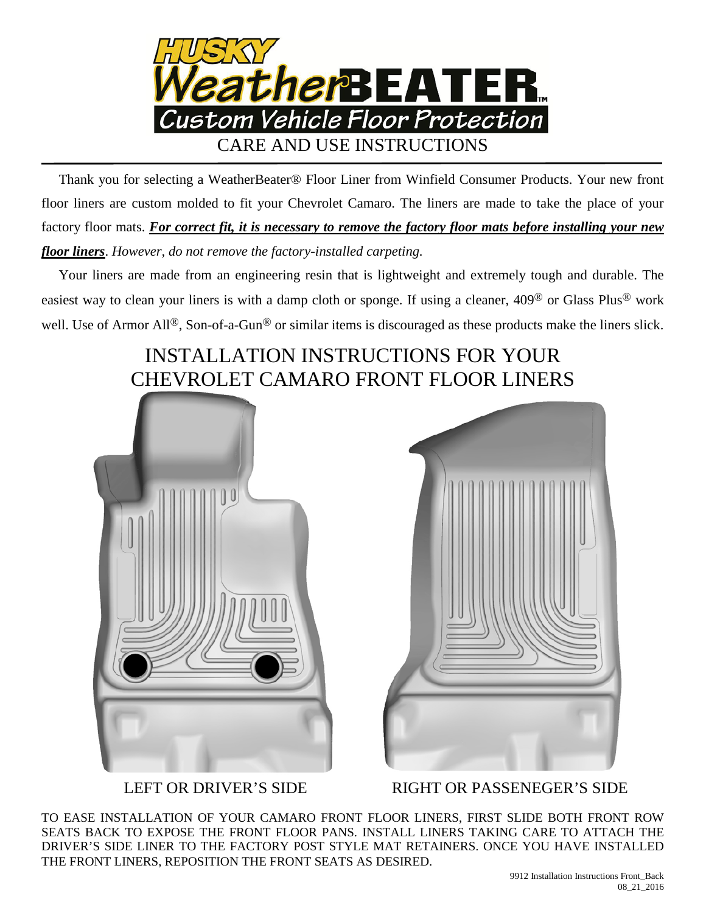# HUSKY WeatherBEATER™

## Custom Vehicle Floor Protection

## CARE AND USE INSTRUCTIONS

Thank you for selecting a WeatherBeater® Floor Liner from Winfield Consumer Products. Your new front floor liners are custom molded to fit your Chevrolet Camaro. The liners are made to take the place of your factory floor mats. ***For correct fit, it is necessary to remove the factory floor mats before installing your new floor liners****. However, do not remove the factory-installed carpeting.*

Your liners are made from an engineering resin that is lightweight and extremely tough and durable. The easiest way to clean your liners is with a damp cloth or sponge. If using a cleaner, 409® or Glass Plus® work well. Use of Armor All®, Son-of-a-Gun® or similar items is discouraged as these products make the liners slick.

## INSTALLATION INSTRUCTIONS FOR YOUR CHEVROLET CAMARO FRONT FLOOR LINERS

LEFT OR DRIVER'S SIDE

RIGHT OR PASSENEGER'S SIDE

TO EASE INSTALLATION OF YOUR CAMARO FRONT FLOOR LINERS, FIRST SLIDE BOTH FRONT ROW SEATS BACK TO EXPOSE THE FRONT FLOOR PANS. INSTALL LINERS TAKING CARE TO ATTACH THE DRIVER'S SIDE LINER TO THE FACTORY POST STYLE MAT RETAINERS. ONCE YOU HAVE INSTALLED THE FRONT LINERS, REPOSITION THE FRONT SEATS AS DESIRED.

9912 Installation Instructions Front_Back
08_21_2016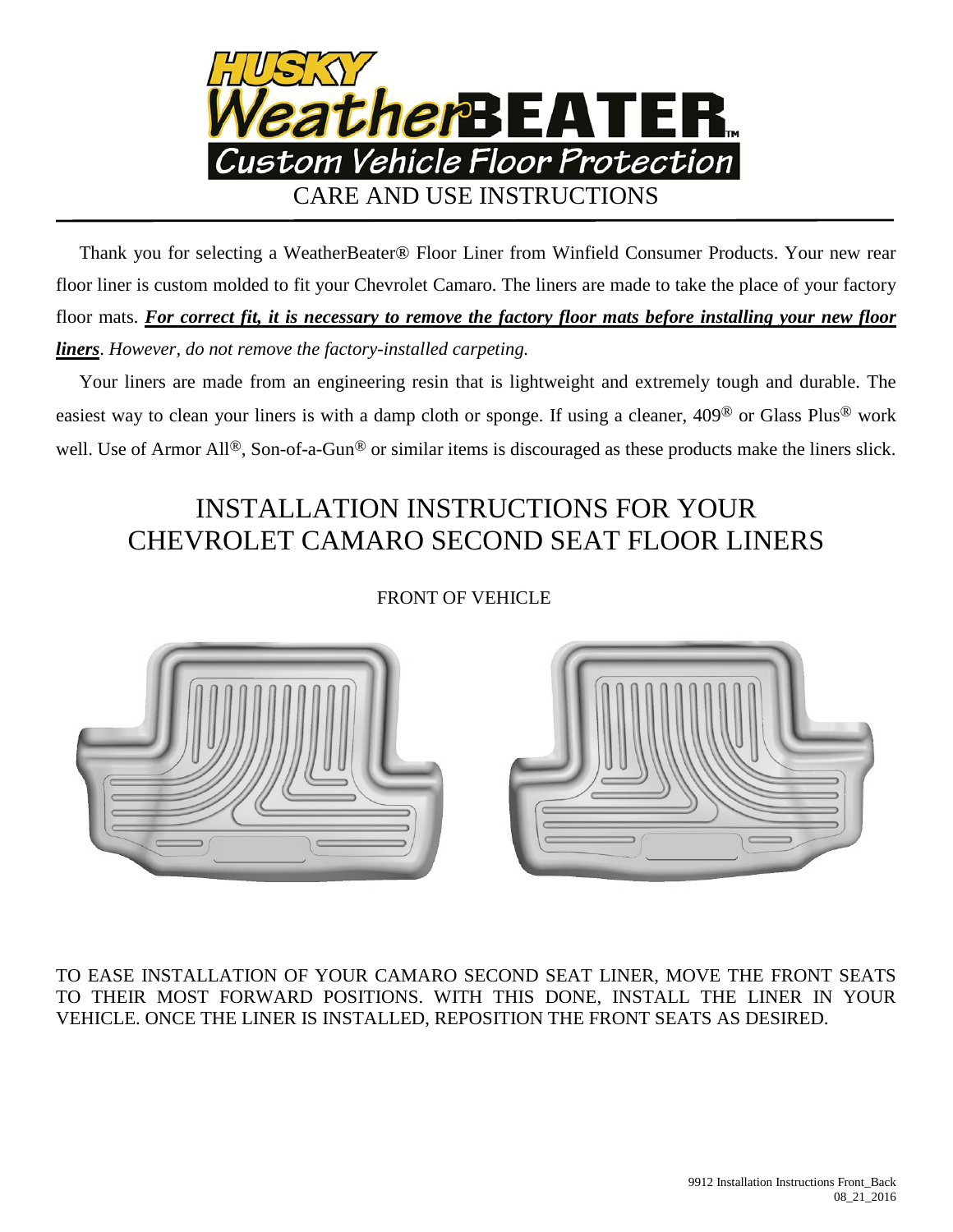# HUSKY WeatherBEATER™
## Custom Vehicle Floor Protection

CARE AND USE INSTRUCTIONS

Thank you for selecting a WeatherBeater® Floor Liner from Winfield Consumer Products. Your new rear floor liner is custom molded to fit your Chevrolet Camaro. The liners are made to take the place of your factory floor mats. ***For correct fit, it is necessary to remove the factory floor mats before installing your new floor liners****. However, do not remove the factory-installed carpeting.*

Your liners are made from an engineering resin that is lightweight and extremely tough and durable. The easiest way to clean your liners is with a damp cloth or sponge. If using a cleaner, 409® or Glass Plus® work well. Use of Armor All®, Son-of-a-Gun® or similar items is discouraged as these products make the liners slick.

## INSTALLATION INSTRUCTIONS FOR YOUR CHEVROLET CAMARO SECOND SEAT FLOOR LINERS

FRONT OF VEHICLE

TO EASE INSTALLATION OF YOUR CAMARO SECOND SEAT LINER, MOVE THE FRONT SEATS TO THEIR MOST FORWARD POSITIONS. WITH THIS DONE, INSTALL THE LINER IN YOUR VEHICLE. ONCE THE LINER IS INSTALLED, REPOSITION THE FRONT SEATS AS DESIRED.

9912 Installation Instructions Front_Back
08_21_2016